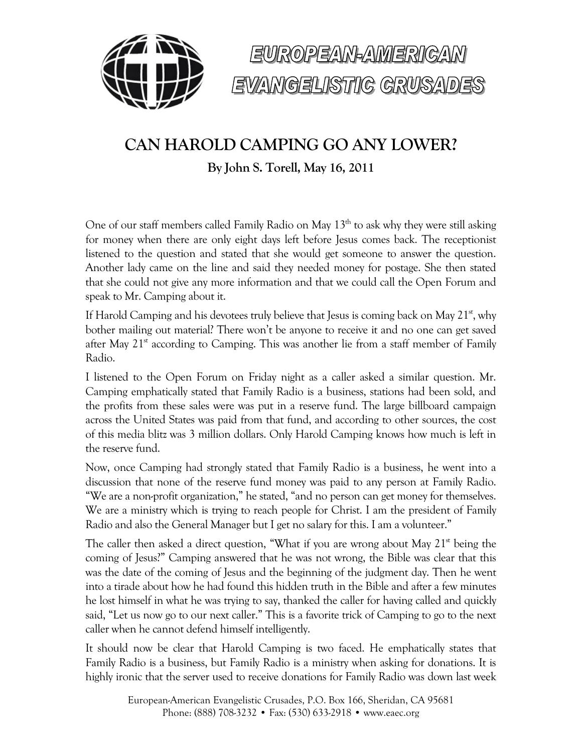# EUROPEAN-AMERICAN EVANGELISTIC CRUSADES

## CAN HAROLD CAMPING GO ANY LOWER?

**By John S. Torell, May 16, 2011**

One of our staff members called Family Radio on May 13th to ask why they were still asking for money when there are only eight days left before Jesus comes back. The receptionist listened to the question and stated that she would get someone to answer the question. Another lady came on the line and said they needed money for postage. She then stated that she could not give any more information and that we could call the Open Forum and speak to Mr. Camping about it.

If Harold Camping and his devotees truly believe that Jesus is coming back on May 21st, why bother mailing out material? There won't be anyone to receive it and no one can get saved after May 21st according to Camping. This was another lie from a staff member of Family Radio.

I listened to the Open Forum on Friday night as a caller asked a similar question. Mr. Camping emphatically stated that Family Radio is a business, stations had been sold, and the profits from these sales were was put in a reserve fund. The large billboard campaign across the United States was paid from that fund, and according to other sources, the cost of this media blitz was 3 million dollars. Only Harold Camping knows how much is left in the reserve fund.

Now, once Camping had strongly stated that Family Radio is a business, he went into a discussion that none of the reserve fund money was paid to any person at Family Radio. "We are a non-profit organization," he stated, "and no person can get money for themselves. We are a ministry which is trying to reach people for Christ. I am the president of Family Radio and also the General Manager but I get no salary for this. I am a volunteer."

The caller then asked a direct question, "What if you are wrong about May 21st being the coming of Jesus?" Camping answered that he was not wrong, the Bible was clear that this was the date of the coming of Jesus and the beginning of the judgment day. Then he went into a tirade about how he had found this hidden truth in the Bible and after a few minutes he lost himself in what he was trying to say, thanked the caller for having called and quickly said, "Let us now go to our next caller." This is a favorite trick of Camping to go to the next caller when he cannot defend himself intelligently.

It should now be clear that Harold Camping is two faced. He emphatically states that Family Radio is a business, but Family Radio is a ministry when asking for donations. It is highly ironic that the server used to receive donations for Family Radio was down last week

European-American Evangelistic Crusades, P.O. Box 166, Sheridan, CA 95681
Phone: (888) 708-3232 • Fax: (530) 633-2918 • www.eaec.org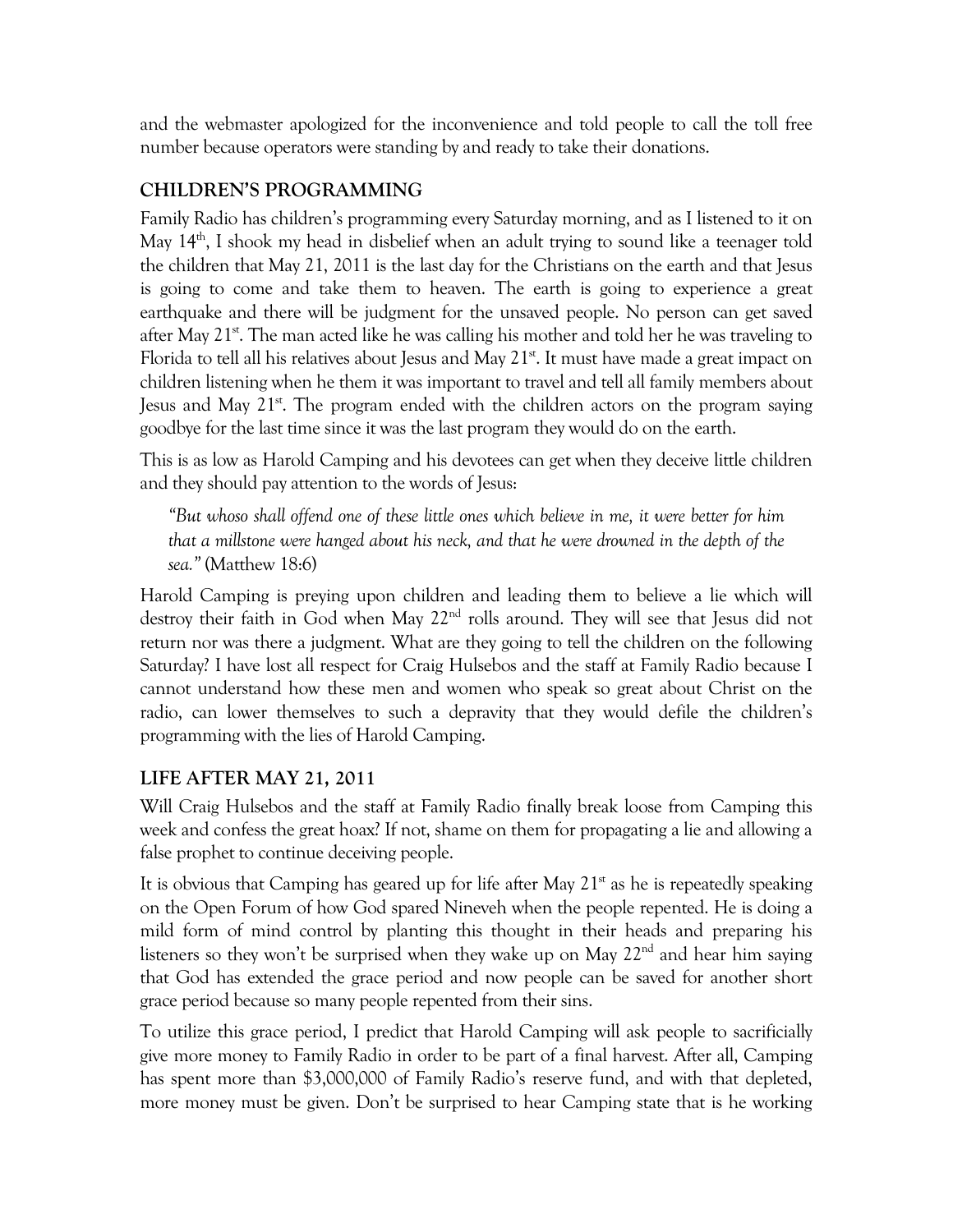and the webmaster apologized for the inconvenience and told people to call the toll free number because operators were standing by and ready to take their donations.

## CHILDREN'S PROGRAMMING

Family Radio has children's programming every Saturday morning, and as I listened to it on May 14th, I shook my head in disbelief when an adult trying to sound like a teenager told the children that May 21, 2011 is the last day for the Christians on the earth and that Jesus is going to come and take them to heaven. The earth is going to experience a great earthquake and there will be judgment for the unsaved people. No person can get saved after May 21st. The man acted like he was calling his mother and told her he was traveling to Florida to tell all his relatives about Jesus and May 21st. It must have made a great impact on children listening when he them it was important to travel and tell all family members about Jesus and May 21st. The program ended with the children actors on the program saying goodbye for the last time since it was the last program they would do on the earth.

This is as low as Harold Camping and his devotees can get when they deceive little children and they should pay attention to the words of Jesus:

> *"But whoso shall offend one of these little ones which believe in me, it were better for him that a millstone were hanged about his neck, and that he were drowned in the depth of the sea."* (Matthew 18:6)

Harold Camping is preying upon children and leading them to believe a lie which will destroy their faith in God when May 22nd rolls around. They will see that Jesus did not return nor was there a judgment. What are they going to tell the children on the following Saturday? I have lost all respect for Craig Hulsebos and the staff at Family Radio because I cannot understand how these men and women who speak so great about Christ on the radio, can lower themselves to such a depravity that they would defile the children's programming with the lies of Harold Camping.

## LIFE AFTER MAY 21, 2011

Will Craig Hulsebos and the staff at Family Radio finally break loose from Camping this week and confess the great hoax? If not, shame on them for propagating a lie and allowing a false prophet to continue deceiving people.

It is obvious that Camping has geared up for life after May 21st as he is repeatedly speaking on the Open Forum of how God spared Nineveh when the people repented. He is doing a mild form of mind control by planting this thought in their heads and preparing his listeners so they won't be surprised when they wake up on May 22nd and hear him saying that God has extended the grace period and now people can be saved for another short grace period because so many people repented from their sins.

To utilize this grace period, I predict that Harold Camping will ask people to sacrificially give more money to Family Radio in order to be part of a final harvest. After all, Camping has spent more than $3,000,000 of Family Radio's reserve fund, and with that depleted, more money must be given. Don't be surprised to hear Camping state that is he working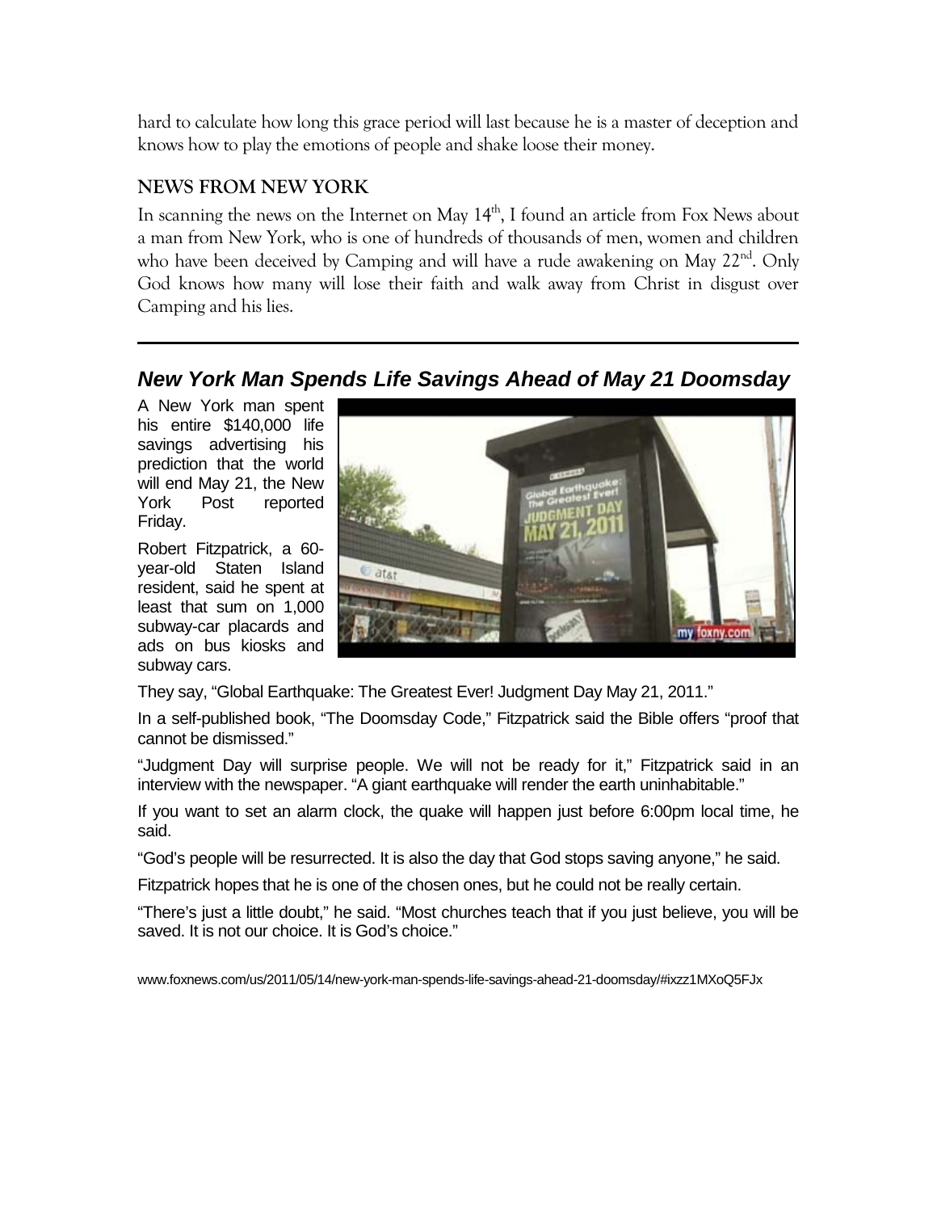hard to calculate how long this grace period will last because he is a master of deception and knows how to play the emotions of people and shake loose their money.

## NEWS FROM NEW YORK

In scanning the news on the Internet on May 14th, I found an article from Fox News about a man from New York, who is one of hundreds of thousands of men, women and children who have been deceived by Camping and will have a rude awakening on May 22nd. Only God knows how many will lose their faith and walk away from Christ in disgust over Camping and his lies.

---

## *New York Man Spends Life Savings Ahead of May 21 Doomsday*

A New York man spent his entire $140,000 life savings advertising his prediction that the world will end May 21, the New York Post reported Friday.

Robert Fitzpatrick, a 60-year-old Staten Island resident, said he spent at least that sum on 1,000 subway-car placards and ads on bus kiosks and subway cars.

They say, "Global Earthquake: The Greatest Ever! Judgment Day May 21, 2011."

In a self-published book, "The Doomsday Code," Fitzpatrick said the Bible offers "proof that cannot be dismissed."

"Judgment Day will surprise people. We will not be ready for it," Fitzpatrick said in an interview with the newspaper. "A giant earthquake will render the earth uninhabitable."

If you want to set an alarm clock, the quake will happen just before 6:00pm local time, he said.

"God's people will be resurrected. It is also the day that God stops saving anyone," he said.

Fitzpatrick hopes that he is one of the chosen ones, but he could not be really certain.

"There's just a little doubt," he said. "Most churches teach that if you just believe, you will be saved. It is not our choice. It is God's choice."

www.foxnews.com/us/2011/05/14/new-york-man-spends-life-savings-ahead-21-doomsday/#ixzz1MXoQ5FJx